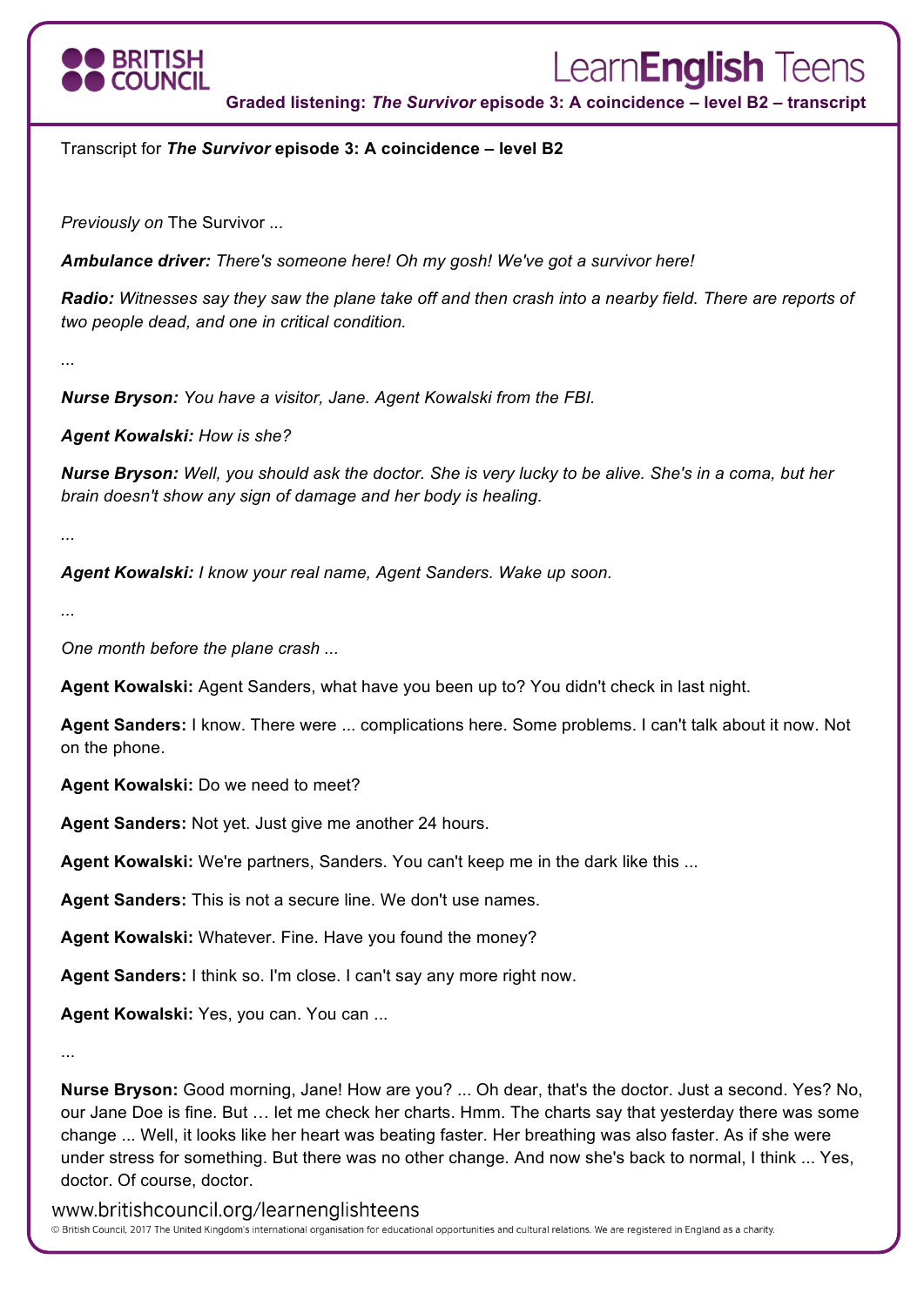Transcript for ***The Survivor*** **episode 3: A coincidence – level B2**

*Previously on* The Survivor *...*

***Ambulance driver:*** *There's someone here! Oh my gosh! We've got a survivor here!*

***Radio:*** *Witnesses say they saw the plane take off and then crash into a nearby field. There are reports of two people dead, and one in critical condition.*

*...*

***Nurse Bryson:*** *You have a visitor, Jane. Agent Kowalski from the FBI.*

***Agent Kowalski:*** *How is she?*

***Nurse Bryson:*** *Well, you should ask the doctor. She is very lucky to be alive. She's in a coma, but her brain doesn't show any sign of damage and her body is healing.*

*...*

***Agent Kowalski:*** *I know your real name, Agent Sanders. Wake up soon.*

*...*

*One month before the plane crash ...*

**Agent Kowalski:** Agent Sanders, what have you been up to? You didn't check in last night.

**Agent Sanders:** I know. There were ... complications here. Some problems. I can't talk about it now. Not on the phone.

**Agent Kowalski:** Do we need to meet?

**Agent Sanders:** Not yet. Just give me another 24 hours.

**Agent Kowalski:** We're partners, Sanders. You can't keep me in the dark like this ...

**Agent Sanders:** This is not a secure line. We don't use names.

**Agent Kowalski:** Whatever. Fine. Have you found the money?

**Agent Sanders:** I think so. I'm close. I can't say any more right now.

**Agent Kowalski:** Yes, you can. You can ...

...

**Nurse Bryson:** Good morning, Jane! How are you? ... Oh dear, that's the doctor. Just a second. Yes? No, our Jane Doe is fine. But … let me check her charts. Hmm. The charts say that yesterday there was some change ... Well, it looks like her heart was beating faster. Her breathing was also faster. As if she were under stress for something. But there was no other change. And now she's back to normal, I think ... Yes, doctor. Of course, doctor.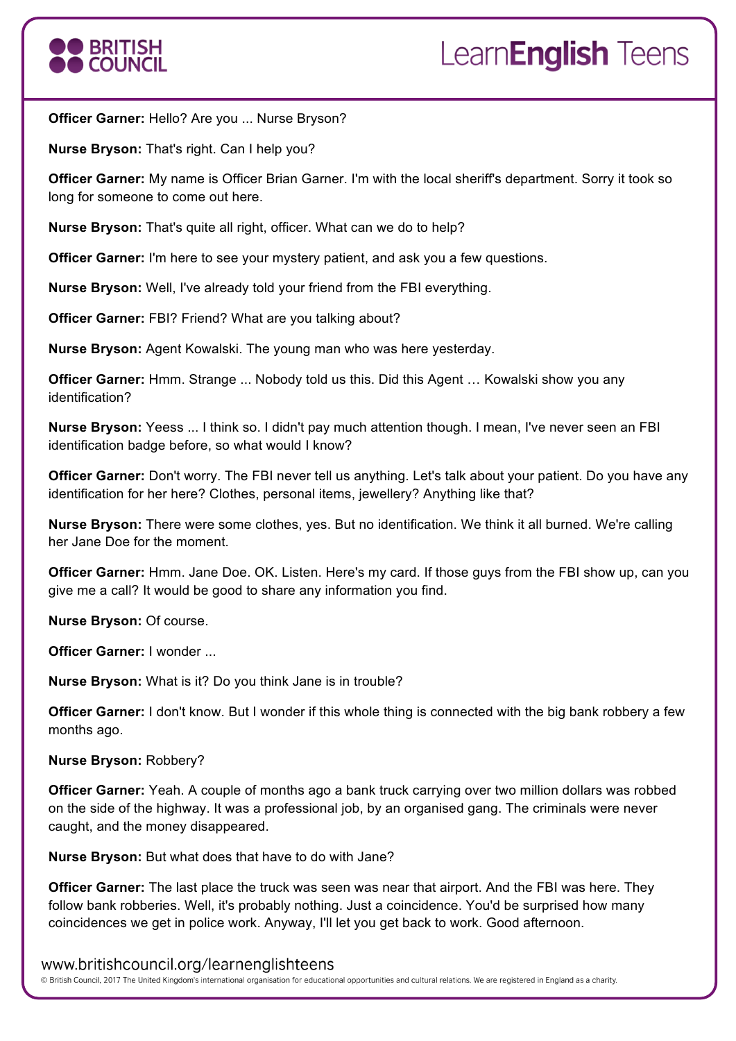**Officer Garner:** Hello? Are you ... Nurse Bryson?

**Nurse Bryson:** That's right. Can I help you?

**Officer Garner:** My name is Officer Brian Garner. I'm with the local sheriff's department. Sorry it took so long for someone to come out here.

**Nurse Bryson:** That's quite all right, officer. What can we do to help?

**Officer Garner:** I'm here to see your mystery patient, and ask you a few questions.

**Nurse Bryson:** Well, I've already told your friend from the FBI everything.

**Officer Garner:** FBI? Friend? What are you talking about?

**Nurse Bryson:** Agent Kowalski. The young man who was here yesterday.

**Officer Garner:** Hmm. Strange ... Nobody told us this. Did this Agent … Kowalski show you any identification?

**Nurse Bryson:** Yeess ... I think so. I didn't pay much attention though. I mean, I've never seen an FBI identification badge before, so what would I know?

**Officer Garner:** Don't worry. The FBI never tell us anything. Let's talk about your patient. Do you have any identification for her here? Clothes, personal items, jewellery? Anything like that?

**Nurse Bryson:** There were some clothes, yes. But no identification. We think it all burned. We're calling her Jane Doe for the moment.

**Officer Garner:** Hmm. Jane Doe. OK. Listen. Here's my card. If those guys from the FBI show up, can you give me a call? It would be good to share any information you find.

**Nurse Bryson:** Of course.

**Officer Garner:** I wonder ...

**Nurse Bryson:** What is it? Do you think Jane is in trouble?

**Officer Garner:** I don't know. But I wonder if this whole thing is connected with the big bank robbery a few months ago.

**Nurse Bryson:** Robbery?

**Officer Garner:** Yeah. A couple of months ago a bank truck carrying over two million dollars was robbed on the side of the highway. It was a professional job, by an organised gang. The criminals were never caught, and the money disappeared.

**Nurse Bryson:** But what does that have to do with Jane?

**Officer Garner:** The last place the truck was seen was near that airport. And the FBI was here. They follow bank robberies. Well, it's probably nothing. Just a coincidence. You'd be surprised how many coincidences we get in police work. Anyway, I'll let you get back to work. Good afternoon.